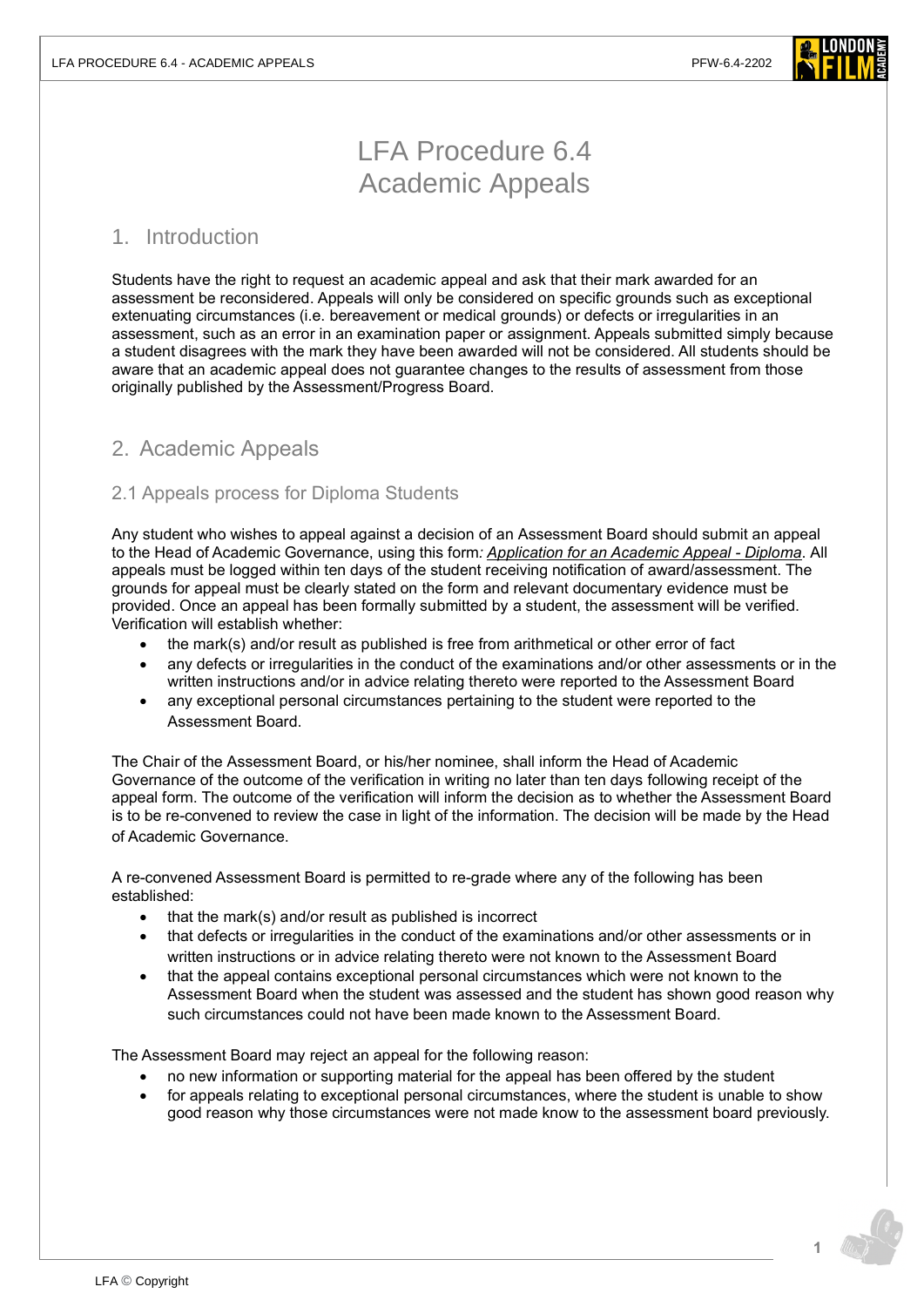# LFA Procedure 6.4
# Academic Appeals

## 1. Introduction

Students have the right to request an academic appeal and ask that their mark awarded for an assessment be reconsidered. Appeals will only be considered on specific grounds such as exceptional extenuating circumstances (i.e. bereavement or medical grounds) or defects or irregularities in an assessment, such as an error in an examination paper or assignment. Appeals submitted simply because a student disagrees with the mark they have been awarded will not be considered. All students should be aware that an academic appeal does not guarantee changes to the results of assessment from those originally published by the Assessment/Progress Board.

## 2. Academic Appeals

### 2.1 Appeals process for Diploma Students

Any student who wishes to appeal against a decision of an Assessment Board should submit an appeal to the Head of Academic Governance, using this form*:* *Application for an Academic Appeal - Diploma*. All appeals must be logged within ten days of the student receiving notification of award/assessment. The grounds for appeal must be clearly stated on the form and relevant documentary evidence must be provided. Once an appeal has been formally submitted by a student, the assessment will be verified. Verification will establish whether:

- the mark(s) and/or result as published is free from arithmetical or other error of fact
- any defects or irregularities in the conduct of the examinations and/or other assessments or in the written instructions and/or in advice relating thereto were reported to the Assessment Board
- any exceptional personal circumstances pertaining to the student were reported to the Assessment Board.

The Chair of the Assessment Board, or his/her nominee, shall inform the Head of Academic Governance of the outcome of the verification in writing no later than ten days following receipt of the appeal form. The outcome of the verification will inform the decision as to whether the Assessment Board is to be re-convened to review the case in light of the information. The decision will be made by the Head of Academic Governance.

A re-convened Assessment Board is permitted to re-grade where any of the following has been established:

- that the mark(s) and/or result as published is incorrect
- that defects or irregularities in the conduct of the examinations and/or other assessments or in written instructions or in advice relating thereto were not known to the Assessment Board
- that the appeal contains exceptional personal circumstances which were not known to the Assessment Board when the student was assessed and the student has shown good reason why such circumstances could not have been made known to the Assessment Board.

The Assessment Board may reject an appeal for the following reason:

- no new information or supporting material for the appeal has been offered by the student
- for appeals relating to exceptional personal circumstances, where the student is unable to show good reason why those circumstances were not made know to the assessment board previously.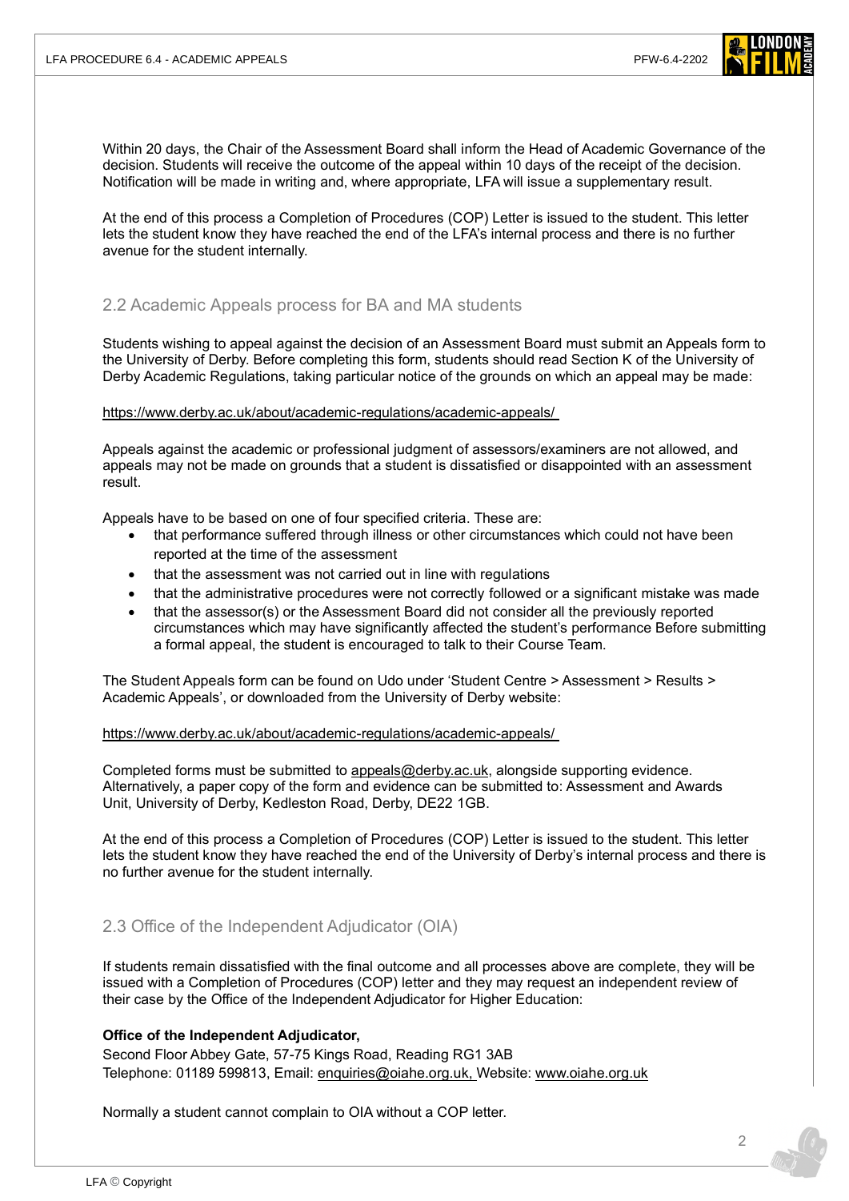Within 20 days, the Chair of the Assessment Board shall inform the Head of Academic Governance of the decision. Students will receive the outcome of the appeal within 10 days of the receipt of the decision. Notification will be made in writing and, where appropriate, LFA will issue a supplementary result.

At the end of this process a Completion of Procedures (COP) Letter is issued to the student. This letter lets the student know they have reached the end of the LFA's internal process and there is no further avenue for the student internally.

## 2.2 Academic Appeals process for BA and MA students

Students wishing to appeal against the decision of an Assessment Board must submit an Appeals form to the University of Derby. Before completing this form, students should read Section K of the University of Derby Academic Regulations, taking particular notice of the grounds on which an appeal may be made:

https://www.derby.ac.uk/about/academic-regulations/academic-appeals/

Appeals against the academic or professional judgment of assessors/examiners are not allowed, and appeals may not be made on grounds that a student is dissatisfied or disappointed with an assessment result.

Appeals have to be based on one of four specified criteria. These are:

- that performance suffered through illness or other circumstances which could not have been reported at the time of the assessment
- that the assessment was not carried out in line with regulations
- that the administrative procedures were not correctly followed or a significant mistake was made
- that the assessor(s) or the Assessment Board did not consider all the previously reported circumstances which may have significantly affected the student's performance Before submitting a formal appeal, the student is encouraged to talk to their Course Team.

The Student Appeals form can be found on Udo under 'Student Centre > Assessment > Results > Academic Appeals', or downloaded from the University of Derby website:

https://www.derby.ac.uk/about/academic-regulations/academic-appeals/

Completed forms must be submitted to appeals@derby.ac.uk, alongside supporting evidence. Alternatively, a paper copy of the form and evidence can be submitted to: Assessment and Awards Unit, University of Derby, Kedleston Road, Derby, DE22 1GB.

At the end of this process a Completion of Procedures (COP) Letter is issued to the student. This letter lets the student know they have reached the end of the University of Derby's internal process and there is no further avenue for the student internally.

## 2.3 Office of the Independent Adjudicator (OIA)

If students remain dissatisfied with the final outcome and all processes above are complete, they will be issued with a Completion of Procedures (COP) letter and they may request an independent review of their case by the Office of the Independent Adjudicator for Higher Education:

**Office of the Independent Adjudicator,**
Second Floor Abbey Gate, 57-75 Kings Road, Reading RG1 3AB
Telephone: 01189 599813, Email: enquiries@oiahe.org.uk, Website: www.oiahe.org.uk

Normally a student cannot complain to OIA without a COP letter.